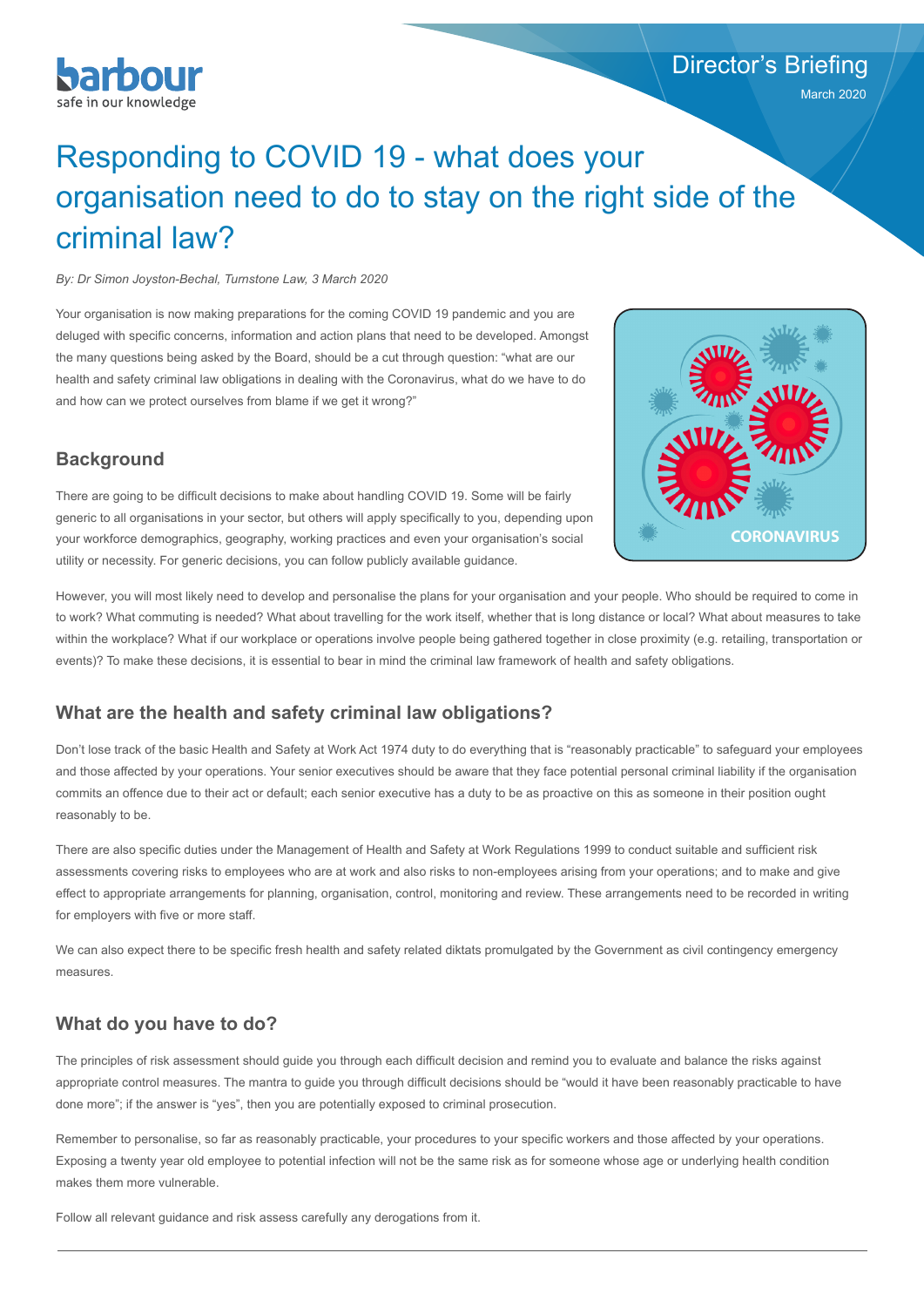barbour
safe in our knowledge

Director's Briefing
March 2020

# Responding to COVID 19 - what does your organisation need to do to stay on the right side of the criminal law?

*By: Dr Simon Joyston-Bechal, Turnstone Law, 3 March 2020*

Your organisation is now making preparations for the coming COVID 19 pandemic and you are deluged with specific concerns, information and action plans that need to be developed. Amongst the many questions being asked by the Board, should be a cut through question: "what are our health and safety criminal law obligations in dealing with the Coronavirus, what do we have to do and how can we protect ourselves from blame if we get it wrong?"

## Background

There are going to be difficult decisions to make about handling COVID 19. Some will be fairly generic to all organisations in your sector, but others will apply specifically to you, depending upon your workforce demographics, geography, working practices and even your organisation's social utility or necessity. For generic decisions, you can follow publicly available guidance.

However, you will most likely need to develop and personalise the plans for your organisation and your people. Who should be required to come in to work? What commuting is needed? What about travelling for the work itself, whether that is long distance or local? What about measures to take within the workplace? What if our workplace or operations involve people being gathered together in close proximity (e.g. retailing, transportation or events)? To make these decisions, it is essential to bear in mind the criminal law framework of health and safety obligations.

## What are the health and safety criminal law obligations?

Don't lose track of the basic Health and Safety at Work Act 1974 duty to do everything that is "reasonably practicable" to safeguard your employees and those affected by your operations. Your senior executives should be aware that they face potential personal criminal liability if the organisation commits an offence due to their act or default; each senior executive has a duty to be as proactive on this as someone in their position ought reasonably to be.

There are also specific duties under the Management of Health and Safety at Work Regulations 1999 to conduct suitable and sufficient risk assessments covering risks to employees who are at work and also risks to non-employees arising from your operations; and to make and give effect to appropriate arrangements for planning, organisation, control, monitoring and review. These arrangements need to be recorded in writing for employers with five or more staff.

We can also expect there to be specific fresh health and safety related diktats promulgated by the Government as civil contingency emergency measures.

## What do you have to do?

The principles of risk assessment should guide you through each difficult decision and remind you to evaluate and balance the risks against appropriate control measures. The mantra to guide you through difficult decisions should be "would it have been reasonably practicable to have done more"; if the answer is "yes", then you are potentially exposed to criminal prosecution.

Remember to personalise, so far as reasonably practicable, your procedures to your specific workers and those affected by your operations. Exposing a twenty year old employee to potential infection will not be the same risk as for someone whose age or underlying health condition makes them more vulnerable.

Follow all relevant guidance and risk assess carefully any derogations from it.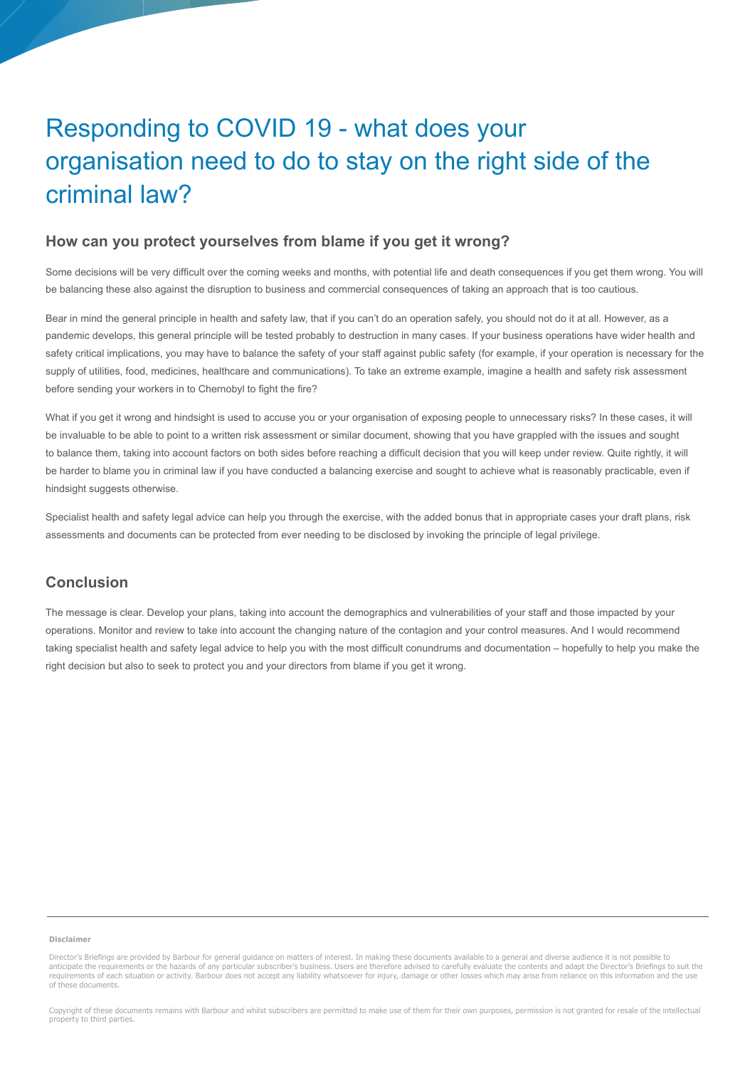# Responding to COVID 19 - what does your organisation need to do to stay on the right side of the criminal law?

## How can you protect yourselves from blame if you get it wrong?

Some decisions will be very difficult over the coming weeks and months, with potential life and death consequences if you get them wrong. You will be balancing these also against the disruption to business and commercial consequences of taking an approach that is too cautious.

Bear in mind the general principle in health and safety law, that if you can't do an operation safely, you should not do it at all. However, as a pandemic develops, this general principle will be tested probably to destruction in many cases. If your business operations have wider health and safety critical implications, you may have to balance the safety of your staff against public safety (for example, if your operation is necessary for the supply of utilities, food, medicines, healthcare and communications). To take an extreme example, imagine a health and safety risk assessment before sending your workers in to Chernobyl to fight the fire?

What if you get it wrong and hindsight is used to accuse you or your organisation of exposing people to unnecessary risks? In these cases, it will be invaluable to be able to point to a written risk assessment or similar document, showing that you have grappled with the issues and sought to balance them, taking into account factors on both sides before reaching a difficult decision that you will keep under review. Quite rightly, it will be harder to blame you in criminal law if you have conducted a balancing exercise and sought to achieve what is reasonably practicable, even if hindsight suggests otherwise.

Specialist health and safety legal advice can help you through the exercise, with the added bonus that in appropriate cases your draft plans, risk assessments and documents can be protected from ever needing to be disclosed by invoking the principle of legal privilege.

## Conclusion

The message is clear. Develop your plans, taking into account the demographics and vulnerabilities of your staff and those impacted by your operations. Monitor and review to take into account the changing nature of the contagion and your control measures. And I would recommend taking specialist health and safety legal advice to help you with the most difficult conundrums and documentation – hopefully to help you make the right decision but also to seek to protect you and your directors from blame if you get it wrong.

---

**Disclaimer**

Director's Briefings are provided by Barbour for general guidance on matters of interest. In making these documents available to a general and diverse audience it is not possible to anticipate the requirements or the hazards of any particular subscriber's business. Users are therefore advised to carefully evaluate the contents and adapt the Director's Briefings to suit the requirements of each situation or activity. Barbour does not accept any liability whatsoever for injury, damage or other losses which may arise from reliance on this information and the use of these documents.

Copyright of these documents remains with Barbour and whilst subscribers are permitted to make use of them for their own purposes, permission is not granted for resale of the intellectual property to third parties.